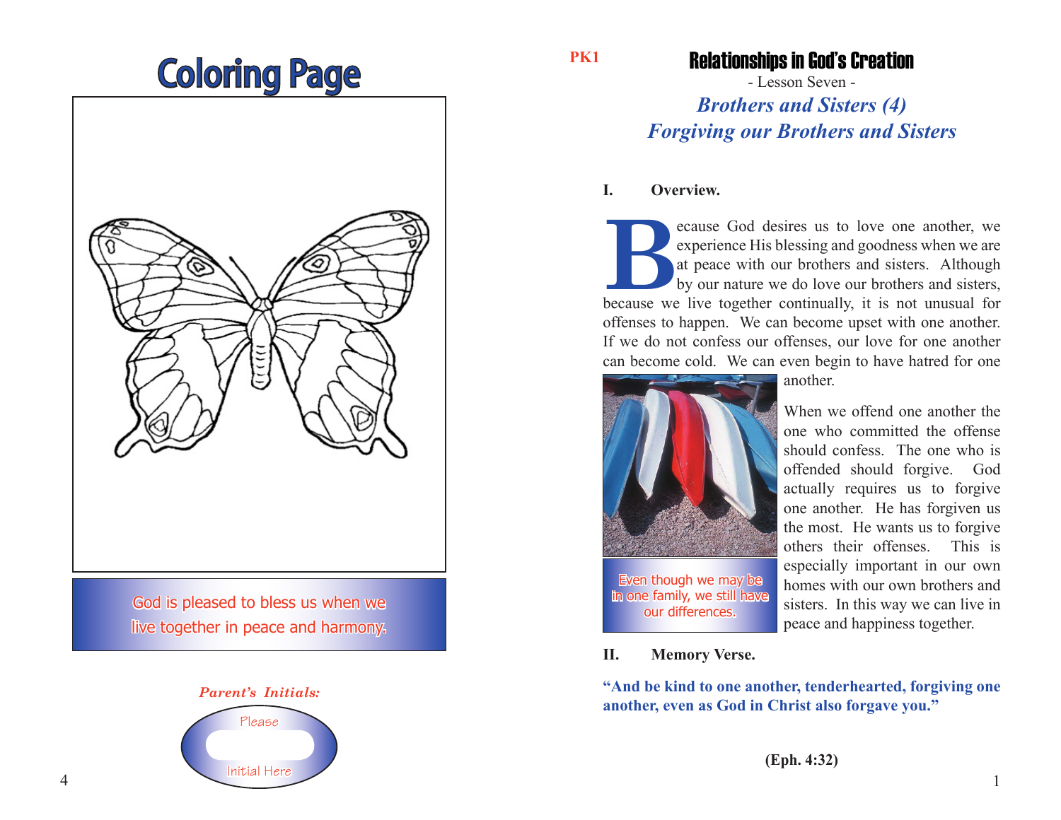# Coloring Page

God is pleased to bless us when we live together in peace and harmony.

*Parent's Initials:*

Please

Initial Here

PK1

# Relationships in God's Creation

- Lesson Seven -

## *Brothers and Sisters (4)*
## *Forgiving our Brothers and Sisters*

**I. Overview.**

Because God desires us to love one another, we experience His blessing and goodness when we are at peace with our brothers and sisters. Although by our nature we do love our brothers and sisters, because we live together continually, it is not unusual for offenses to happen. We can become upset with one another. If we do not confess our offenses, our love for one another can become cold. We can even begin to have hatred for one another.

Even though we may be in one family, we still have our differences.

When we offend one another the one who committed the offense should confess. The one who is offended should forgive. God actually requires us to forgive one another. He has forgiven us the most. He wants us to forgive others their offenses. This is especially important in our own homes with our own brothers and sisters. In this way we can live in peace and happiness together.

**II. Memory Verse.**

**"And be kind to one another, tenderhearted, forgiving one another, even as God in Christ also forgave you."**

**(Eph. 4:32)**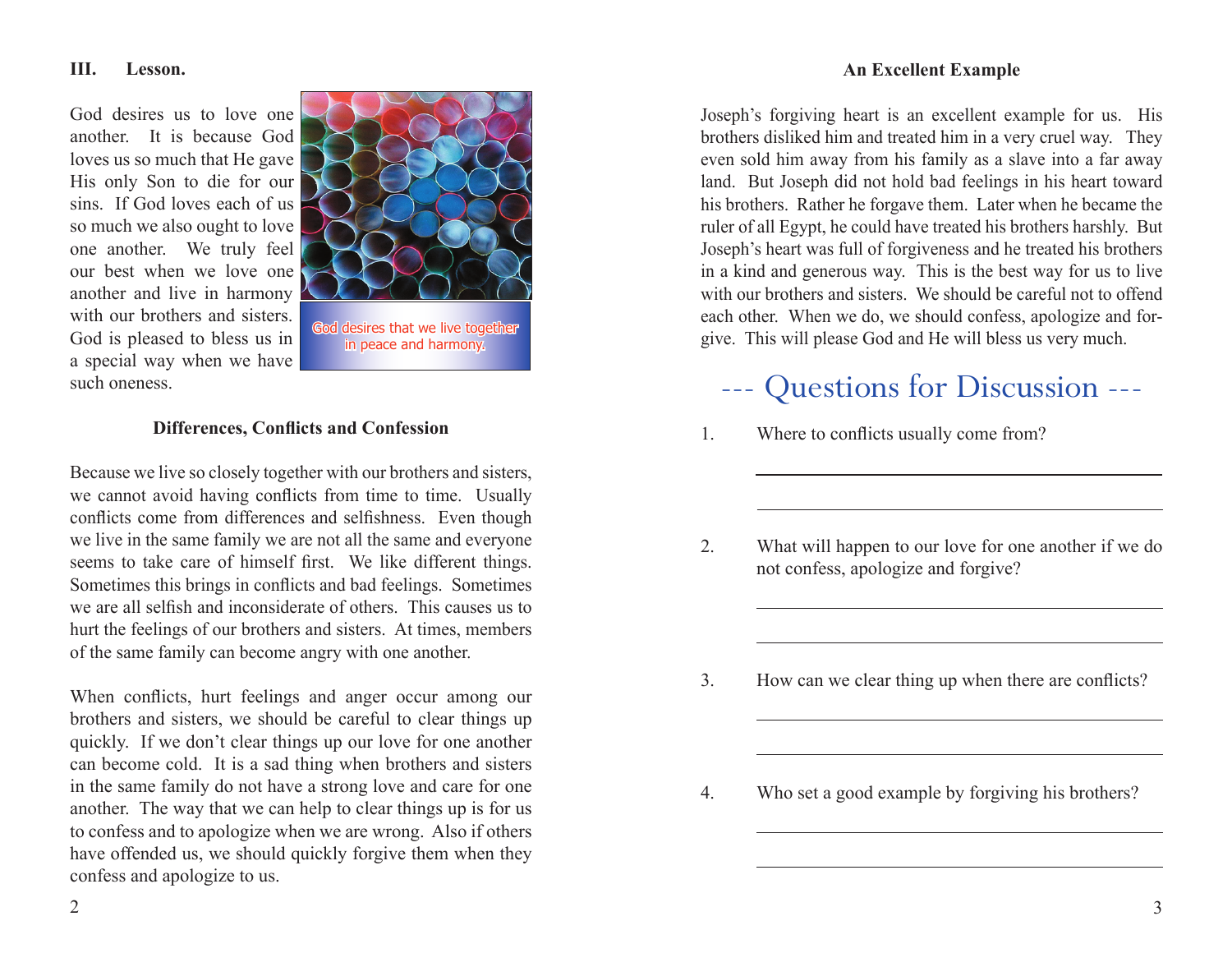## III. Lesson.

God desires us to love one another. It is because God loves us so much that He gave His only Son to die for our sins. If God loves each of us so much we also ought to love one another. We truly feel our best when we love one another and live in harmony with our brothers and sisters. God is pleased to bless us in a special way when we have such oneness.

God desires that we live together in peace and harmony.

### Differences, Conflicts and Confession

Because we live so closely together with our brothers and sisters, we cannot avoid having conflicts from time to time. Usually conflicts come from differences and selfishness. Even though we live in the same family we are not all the same and everyone seems to take care of himself first. We like different things. Sometimes this brings in conflicts and bad feelings. Sometimes we are all selfish and inconsiderate of others. This causes us to hurt the feelings of our brothers and sisters. At times, members of the same family can become angry with one another.

When conflicts, hurt feelings and anger occur among our brothers and sisters, we should be careful to clear things up quickly. If we don't clear things up our love for one another can become cold. It is a sad thing when brothers and sisters in the same family do not have a strong love and care for one another. The way that we can help to clear things up is for us to confess and to apologize when we are wrong. Also if others have offended us, we should quickly forgive them when they confess and apologize to us.

### An Excellent Example

Joseph's forgiving heart is an excellent example for us. His brothers disliked him and treated him in a very cruel way. They even sold him away from his family as a slave into a far away land. But Joseph did not hold bad feelings in his heart toward his brothers. Rather he forgave them. Later when he became the ruler of all Egypt, he could have treated his brothers harshly. But Joseph's heart was full of forgiveness and he treated his brothers in a kind and generous way. This is the best way for us to live with our brothers and sisters. We should be careful not to offend each other. When we do, we should confess, apologize and forgive. This will please God and He will bless us very much.

## --- Questions for Discussion ---

1. Where to conflicts usually come from?

______________________________________

______________________________________

2. What will happen to our love for one another if we do not confess, apologize and forgive?

______________________________________

______________________________________

3. How can we clear thing up when there are conflicts?

______________________________________

______________________________________

4. Who set a good example by forgiving his brothers?

______________________________________

______________________________________